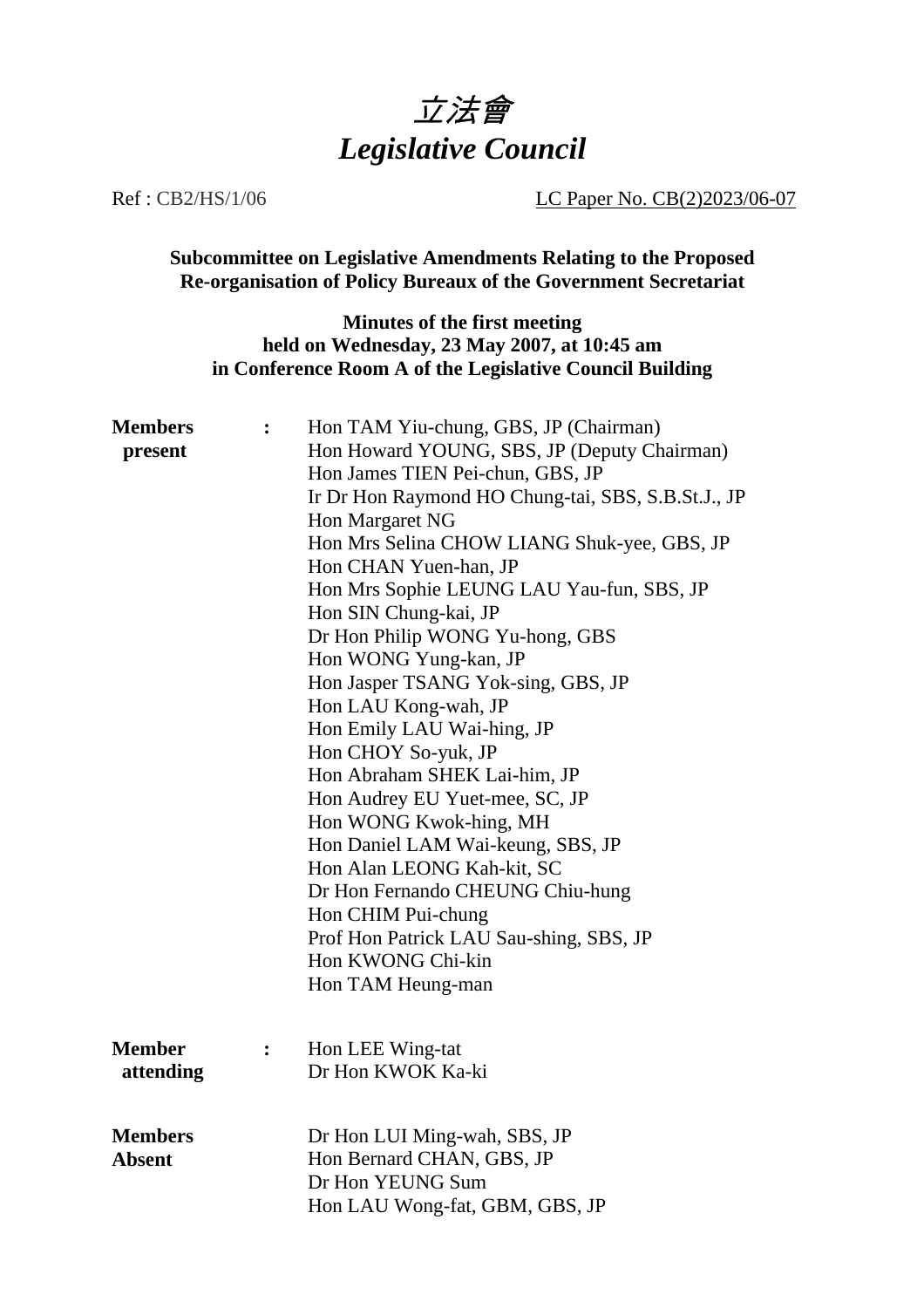# 立法會
# *Legislative Council*

Ref : CB2/HS/1/06 LC Paper No. CB(2)2023/06-07

**Subcommittee on Legislative Amendments Relating to the Proposed Re-organisation of Policy Bureaux of the Government Secretariat**

**Minutes of the first meeting**
**held on Wednesday, 23 May 2007, at 10:45 am**
**in Conference Room A of the Legislative Council Building**

**Members present :**

Hon TAM Yiu-chung, GBS, JP (Chairman)
Hon Howard YOUNG, SBS, JP (Deputy Chairman)
Hon James TIEN Pei-chun, GBS, JP
Ir Dr Hon Raymond HO Chung-tai, SBS, S.B.St.J., JP
Hon Margaret NG
Hon Mrs Selina CHOW LIANG Shuk-yee, GBS, JP
Hon CHAN Yuen-han, JP
Hon Mrs Sophie LEUNG LAU Yau-fun, SBS, JP
Hon SIN Chung-kai, JP
Dr Hon Philip WONG Yu-hong, GBS
Hon WONG Yung-kan, JP
Hon Jasper TSANG Yok-sing, GBS, JP
Hon LAU Kong-wah, JP
Hon Emily LAU Wai-hing, JP
Hon CHOY So-yuk, JP
Hon Abraham SHEK Lai-him, JP
Hon Audrey EU Yuet-mee, SC, JP
Hon WONG Kwok-hing, MH
Hon Daniel LAM Wai-keung, SBS, JP
Hon Alan LEONG Kah-kit, SC
Dr Hon Fernando CHEUNG Chiu-hung
Hon CHIM Pui-chung
Prof Hon Patrick LAU Sau-shing, SBS, JP
Hon KWONG Chi-kin
Hon TAM Heung-man

**Member attending :**

Hon LEE Wing-tat
Dr Hon KWOK Ka-ki

**Members Absent**

Dr Hon LUI Ming-wah, SBS, JP
Hon Bernard CHAN, GBS, JP
Dr Hon YEUNG Sum
Hon LAU Wong-fat, GBM, GBS, JP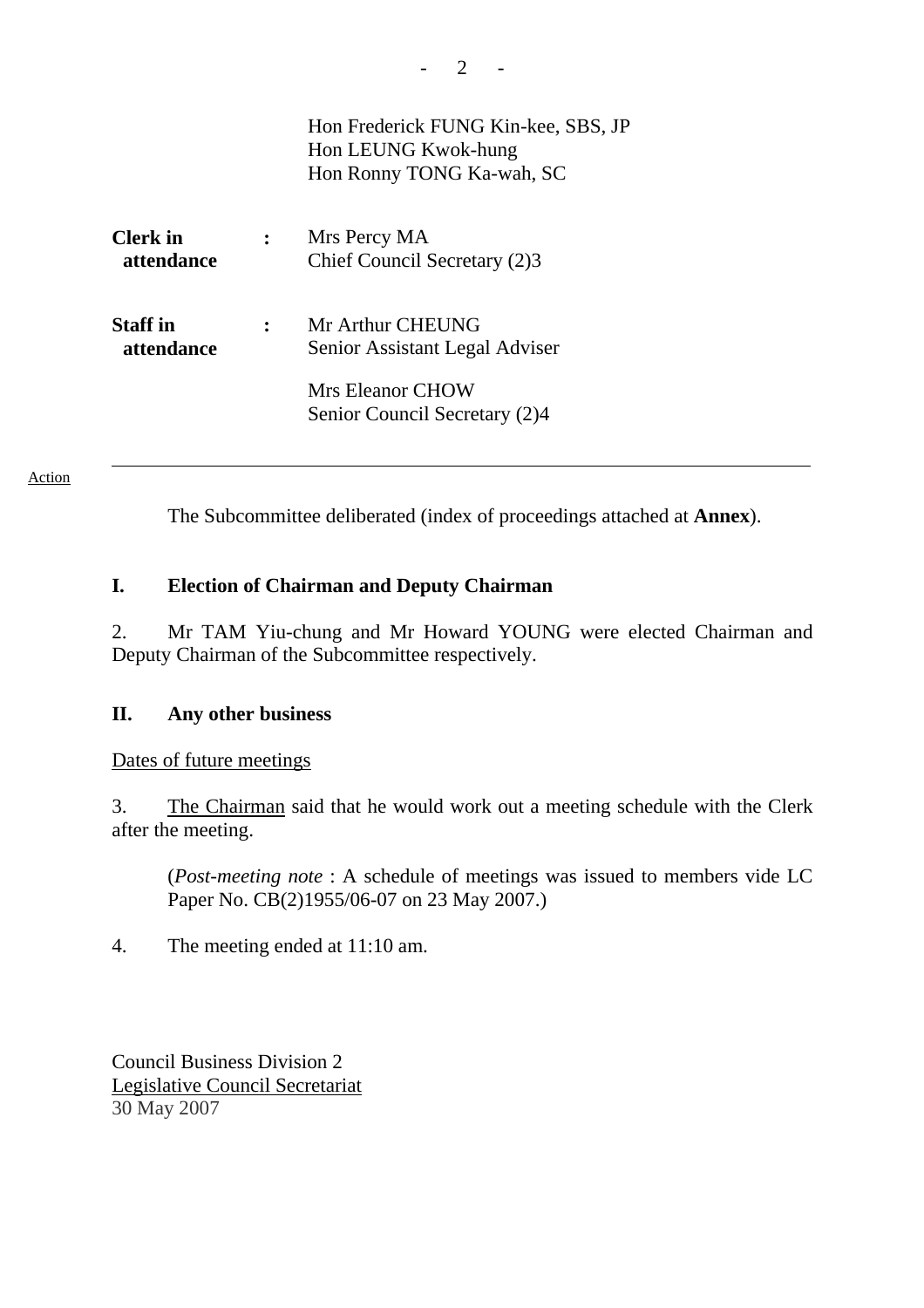Hon Frederick FUNG Kin-kee, SBS, JP
Hon LEUNG Kwok-hung
Hon Ronny TONG Ka-wah, SC

| | | |
|---|---|---|
| **Clerk in attendance** | **:** | Mrs Percy MA<br>Chief Council Secretary (2)3 |
| **Staff in attendance** | **:** | Mr Arthur CHEUNG<br>Senior Assistant Legal Adviser<br><br>Mrs Eleanor CHOW<br>Senior Council Secretary (2)4 |

---

Action

The Subcommittee deliberated (index of proceedings attached at **Annex**).

## I. Election of Chairman and Deputy Chairman

2. Mr TAM Yiu-chung and Mr Howard YOUNG were elected Chairman and Deputy Chairman of the Subcommittee respectively.

## II. Any other business

Dates of future meetings

3. The Chairman said that he would work out a meeting schedule with the Clerk after the meeting.

(*Post-meeting note* : A schedule of meetings was issued to members vide LC Paper No. CB(2)1955/06-07 on 23 May 2007.)

4. The meeting ended at 11:10 am.

Council Business Division 2
Legislative Council Secretariat
30 May 2007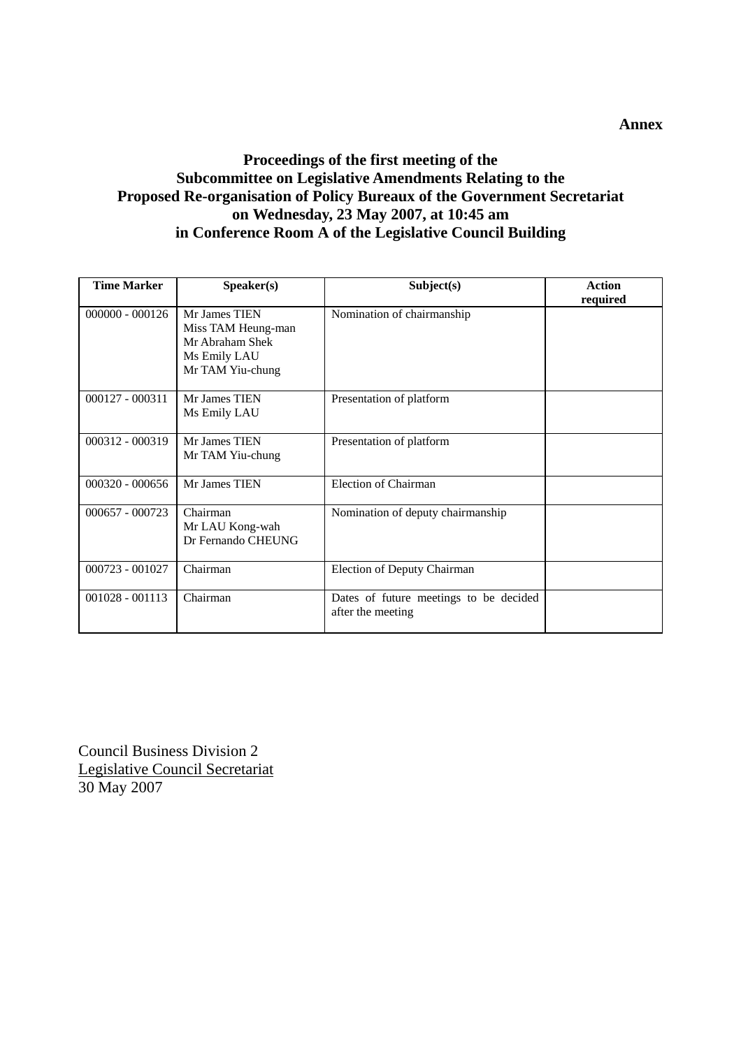**Annex**

## Proceedings of the first meeting of the Subcommittee on Legislative Amendments Relating to the Proposed Re-organisation of Policy Bureaux of the Government Secretariat on Wednesday, 23 May 2007, at 10:45 am in Conference Room A of the Legislative Council Building

| Time Marker | Speaker(s) | Subject(s) | Action required |
|---|---|---|---|
| 000000 - 000126 | Mr James TIEN<br>Miss TAM Heung-man<br>Mr Abraham Shek<br>Ms Emily LAU<br>Mr TAM Yiu-chung | Nomination of chairmanship | |
| 000127 - 000311 | Mr James TIEN<br>Ms Emily LAU | Presentation of platform | |
| 000312 - 000319 | Mr James TIEN<br>Mr TAM Yiu-chung | Presentation of platform | |
| 000320 - 000656 | Mr James TIEN | Election of Chairman | |
| 000657 - 000723 | Chairman<br>Mr LAU Kong-wah<br>Dr Fernando CHEUNG | Nomination of deputy chairmanship | |
| 000723 - 001027 | Chairman | Election of Deputy Chairman | |
| 001028 - 001113 | Chairman | Dates of future meetings to be decided after the meeting | |

Council Business Division 2
Legislative Council Secretariat
30 May 2007